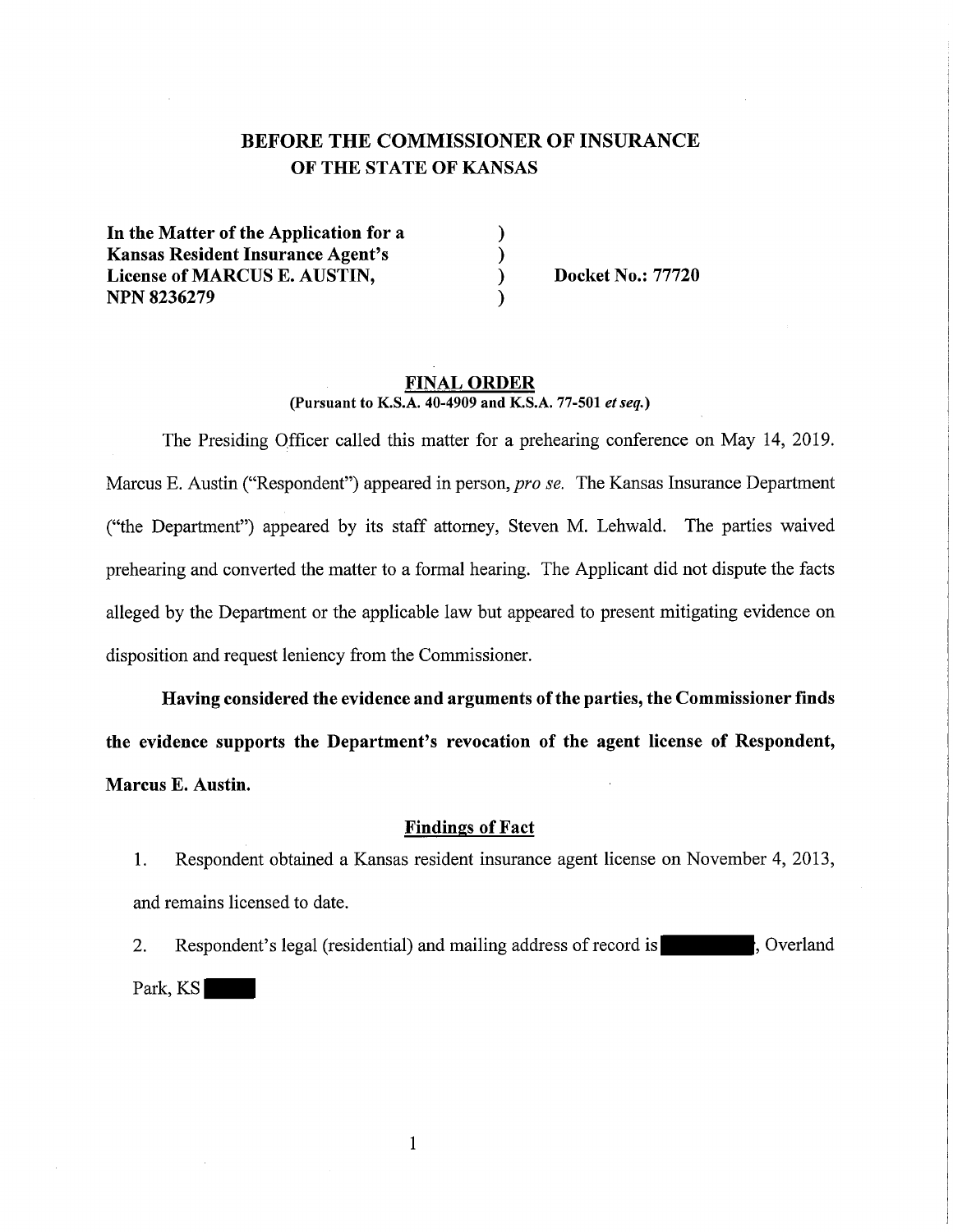# BEFORE THE COMMISSIONER OF INSURANCE OF THE STATE OF KANSAS

| | | |
|---|---|---|
| **In the Matter of the Application for a Kansas Resident Insurance Agent's License of MARCUS E. AUSTIN, NPN 8236279** | ) ) ) ) | **Docket No.: 77720** |

## FINAL ORDER

**(Pursuant to K.S.A. 40-4909 and K.S.A. 77-501 *et seq.*)**

The Presiding Officer called this matter for a prehearing conference on May 14, 2019. Marcus E. Austin ("Respondent") appeared in person, *pro se.* The Kansas Insurance Department ("the Department") appeared by its staff attorney, Steven M. Lehwald. The parties waived prehearing and converted the matter to a formal hearing. The Applicant did not dispute the facts alleged by the Department or the applicable law but appeared to present mitigating evidence on disposition and request leniency from the Commissioner.

**Having considered the evidence and arguments of the parties, the Commissioner finds the evidence supports the Department's revocation of the agent license of Respondent, Marcus E. Austin.**

### Findings of Fact

1. Respondent obtained a Kansas resident insurance agent license on November 4, 2013, and remains licensed to date.

2. Respondent's legal (residential) and mailing address of record is [REDACTED], Overland Park, KS [REDACTED]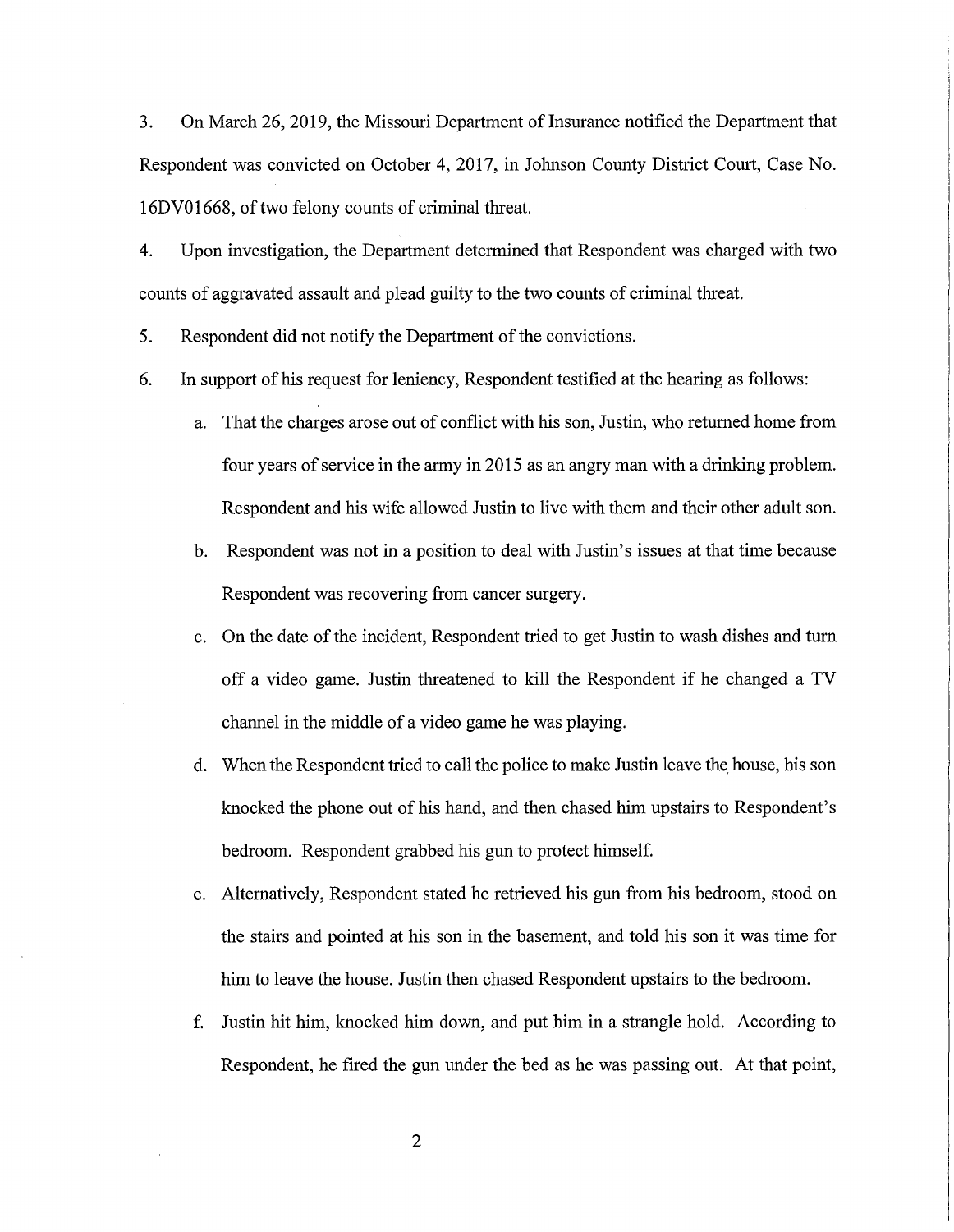3. On March 26, 2019, the Missouri Department of Insurance notified the Department that Respondent was convicted on October 4, 2017, in Johnson County District Court, Case No. 16DV01668, of two felony counts of criminal threat.

4. Upon investigation, the Department determined that Respondent was charged with two counts of aggravated assault and plead guilty to the two counts of criminal threat.

5. Respondent did not notify the Department of the convictions.

6. In support of his request for leniency, Respondent testified at the hearing as follows:

   a. That the charges arose out of conflict with his son, Justin, who returned home from four years of service in the army in 2015 as an angry man with a drinking problem. Respondent and his wife allowed Justin to live with them and their other adult son.

   b. Respondent was not in a position to deal with Justin's issues at that time because Respondent was recovering from cancer surgery.

   c. On the date of the incident, Respondent tried to get Justin to wash dishes and turn off a video game. Justin threatened to kill the Respondent if he changed a TV channel in the middle of a video game he was playing.

   d. When the Respondent tried to call the police to make Justin leave the house, his son knocked the phone out of his hand, and then chased him upstairs to Respondent's bedroom. Respondent grabbed his gun to protect himself.

   e. Alternatively, Respondent stated he retrieved his gun from his bedroom, stood on the stairs and pointed at his son in the basement, and told his son it was time for him to leave the house. Justin then chased Respondent upstairs to the bedroom.

   f. Justin hit him, knocked him down, and put him in a strangle hold. According to Respondent, he fired the gun under the bed as he was passing out. At that point,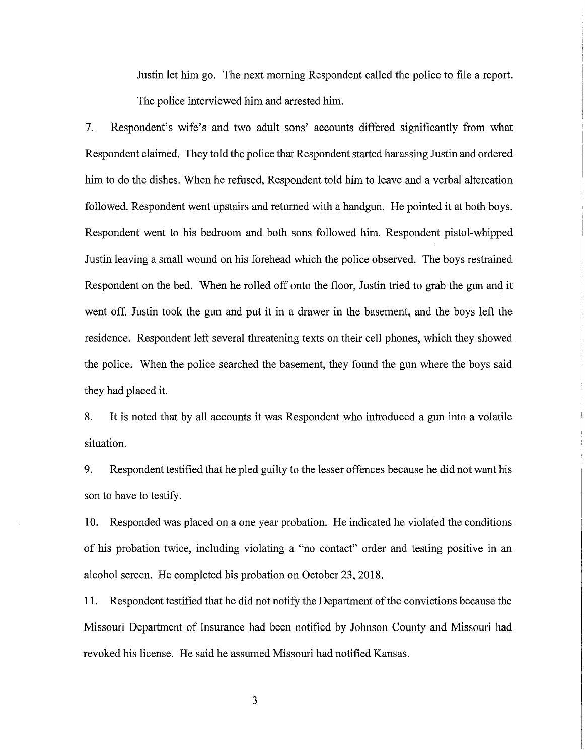Justin let him go. The next morning Respondent called the police to file a report. The police interviewed him and arrested him.

7. Respondent's wife's and two adult sons' accounts differed significantly from what Respondent claimed. They told the police that Respondent started harassing Justin and ordered him to do the dishes. When he refused, Respondent told him to leave and a verbal altercation followed. Respondent went upstairs and returned with a handgun. He pointed it at both boys. Respondent went to his bedroom and both sons followed him. Respondent pistol-whipped Justin leaving a small wound on his forehead which the police observed. The boys restrained Respondent on the bed. When he rolled off onto the floor, Justin tried to grab the gun and it went off. Justin took the gun and put it in a drawer in the basement, and the boys left the residence. Respondent left several threatening texts on their cell phones, which they showed the police. When the police searched the basement, they found the gun where the boys said they had placed it.

8. It is noted that by all accounts it was Respondent who introduced a gun into a volatile situation.

9. Respondent testified that he pled guilty to the lesser offences because he did not want his son to have to testify.

10. Responded was placed on a one year probation. He indicated he violated the conditions of his probation twice, including violating a "no contact" order and testing positive in an alcohol screen. He completed his probation on October 23, 2018.

11. Respondent testified that he did not notify the Department of the convictions because the Missouri Department of Insurance had been notified by Johnson County and Missouri had revoked his license. He said he assumed Missouri had notified Kansas.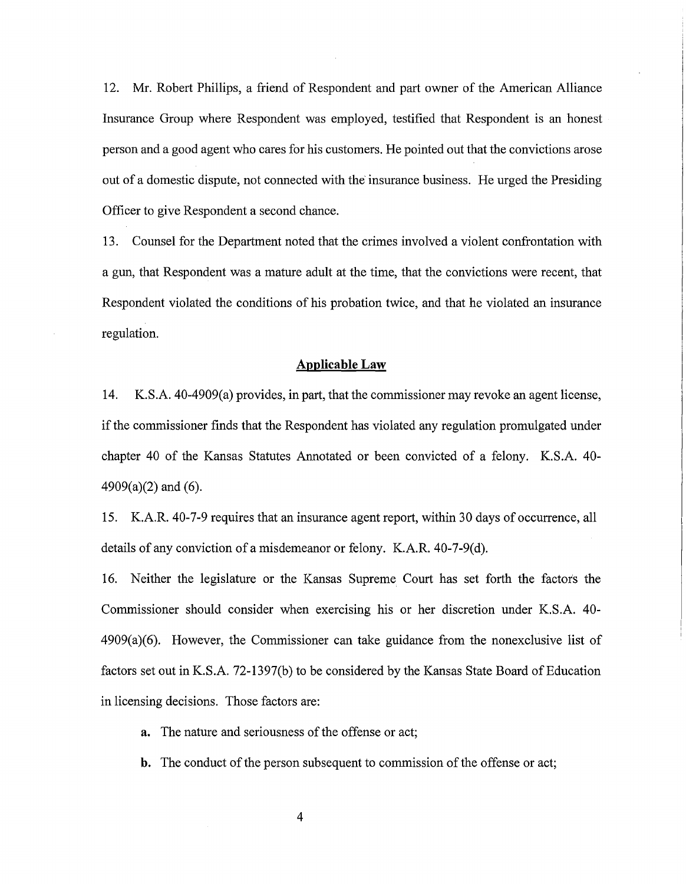12. Mr. Robert Phillips, a friend of Respondent and part owner of the American Alliance Insurance Group where Respondent was employed, testified that Respondent is an honest person and a good agent who cares for his customers. He pointed out that the convictions arose out of a domestic dispute, not connected with the insurance business. He urged the Presiding Officer to give Respondent a second chance.

13. Counsel for the Department noted that the crimes involved a violent confrontation with a gun, that Respondent was a mature adult at the time, that the convictions were recent, that Respondent violated the conditions of his probation twice, and that he violated an insurance regulation.

## Applicable Law

14. K.S.A. 40-4909(a) provides, in part, that the commissioner may revoke an agent license, if the commissioner finds that the Respondent has violated any regulation promulgated under chapter 40 of the Kansas Statutes Annotated or been convicted of a felony. K.S.A. 40-4909(a)(2) and (6).

15. K.A.R. 40-7-9 requires that an insurance agent report, within 30 days of occurrence, all details of any conviction of a misdemeanor or felony. K.A.R. 40-7-9(d).

16. Neither the legislature or the Kansas Supreme Court has set forth the factors the Commissioner should consider when exercising his or her discretion under K.S.A. 40-4909(a)(6). However, the Commissioner can take guidance from the nonexclusive list of factors set out in K.S.A. 72-1397(b) to be considered by the Kansas State Board of Education in licensing decisions. Those factors are:

**a.** The nature and seriousness of the offense or act;

**b.** The conduct of the person subsequent to commission of the offense or act;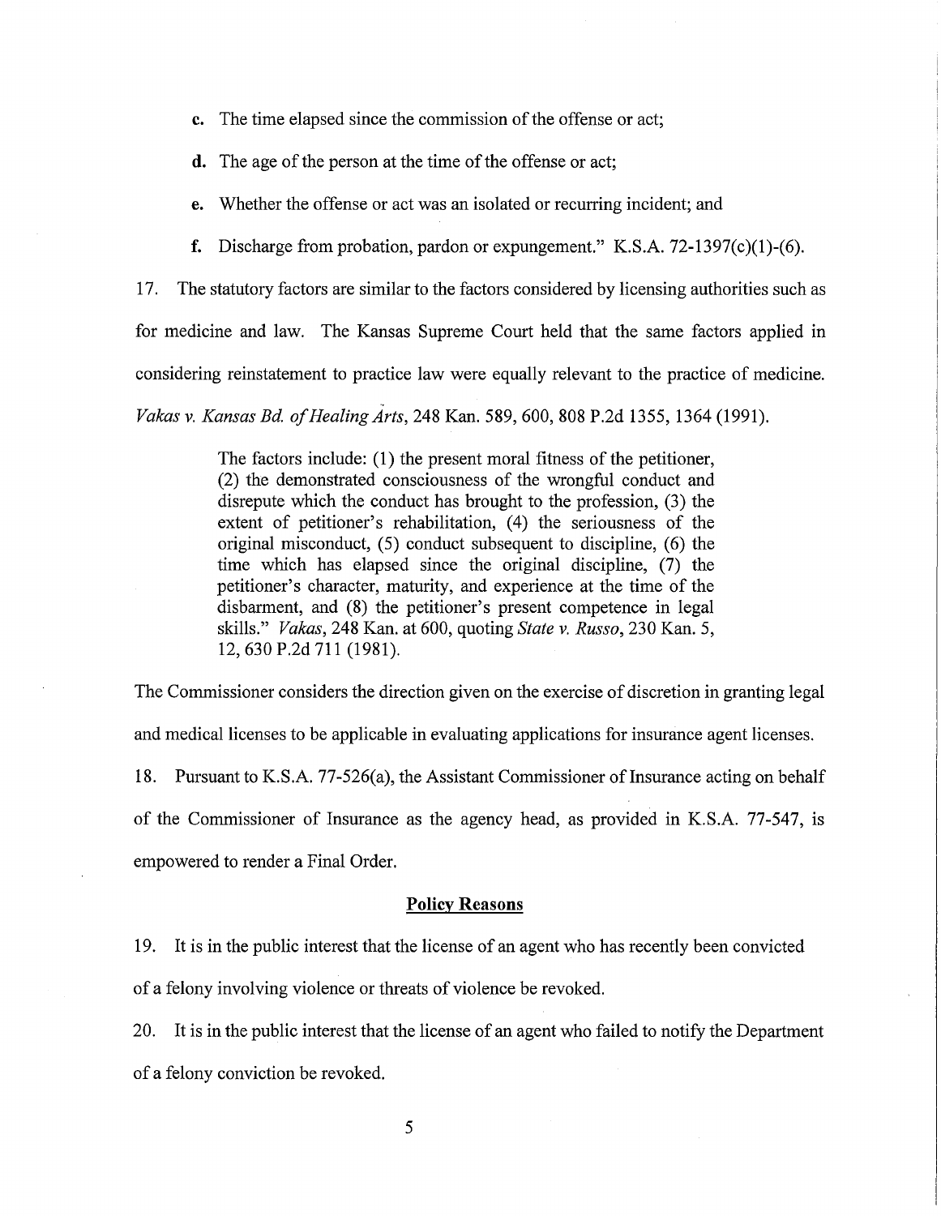c. The time elapsed since the commission of the offense or act;

d. The age of the person at the time of the offense or act;

e. Whether the offense or act was an isolated or recurring incident; and

f. Discharge from probation, pardon or expungement." K.S.A. 72-1397(c)(1)-(6).

17. The statutory factors are similar to the factors considered by licensing authorities such as for medicine and law. The Kansas Supreme Court held that the same factors applied in considering reinstatement to practice law were equally relevant to the practice of medicine. *Vakas v. Kansas Bd. of Healing Arts*, 248 Kan. 589, 600, 808 P.2d 1355, 1364 (1991).

> The factors include: (1) the present moral fitness of the petitioner, (2) the demonstrated consciousness of the wrongful conduct and disrepute which the conduct has brought to the profession, (3) the extent of petitioner's rehabilitation, (4) the seriousness of the original misconduct, (5) conduct subsequent to discipline, (6) the time which has elapsed since the original discipline, (7) the petitioner's character, maturity, and experience at the time of the disbarment, and (8) the petitioner's present competence in legal skills." *Vakas*, 248 Kan. at 600, quoting *State v. Russo*, 230 Kan. 5, 12, 630 P.2d 711 (1981).

The Commissioner considers the direction given on the exercise of discretion in granting legal and medical licenses to be applicable in evaluating applications for insurance agent licenses.

18. Pursuant to K.S.A. 77-526(a), the Assistant Commissioner of Insurance acting on behalf of the Commissioner of Insurance as the agency head, as provided in K.S.A. 77-547, is empowered to render a Final Order.

## Policy Reasons

19. It is in the public interest that the license of an agent who has recently been convicted of a felony involving violence or threats of violence be revoked.

20. It is in the public interest that the license of an agent who failed to notify the Department of a felony conviction be revoked.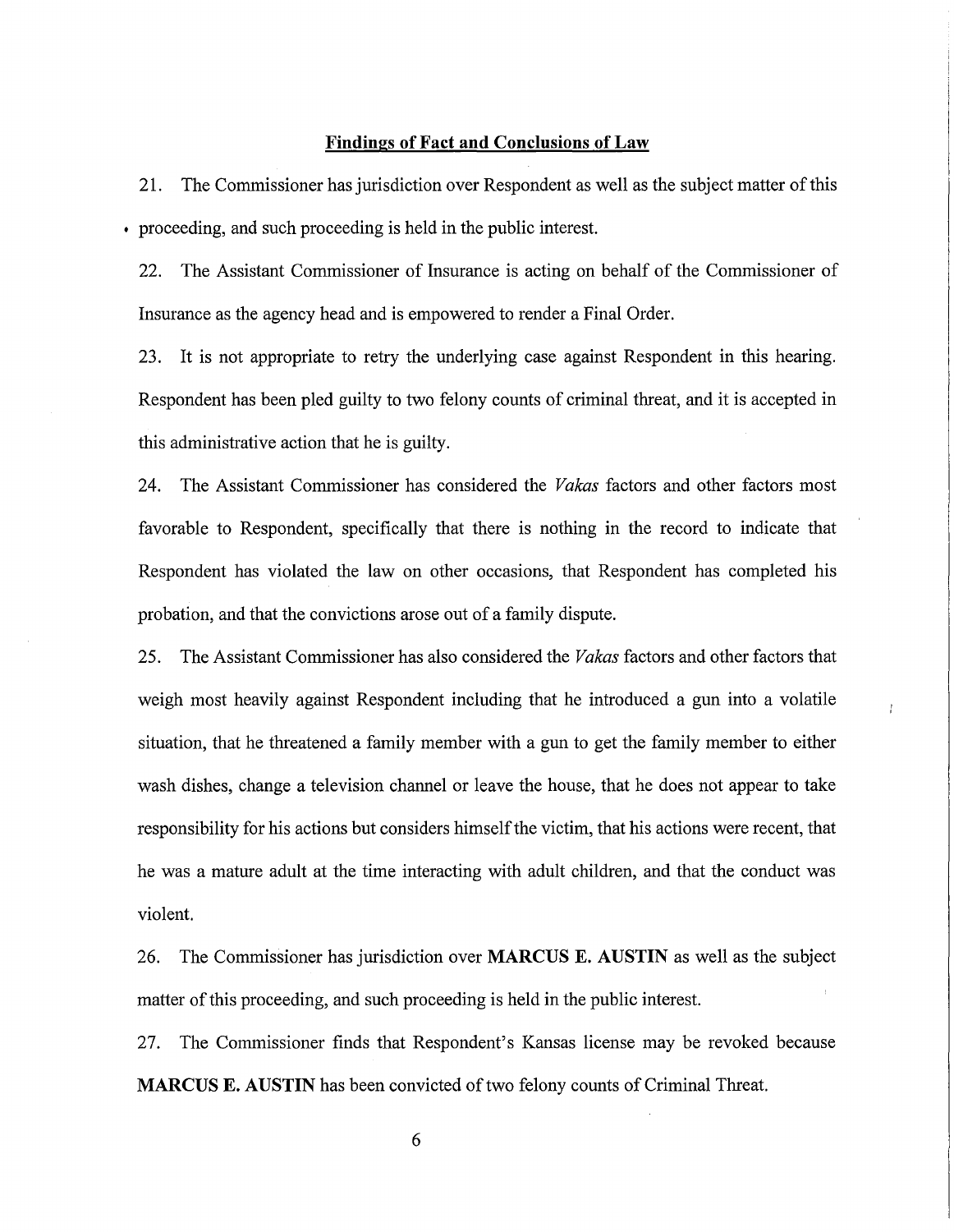## Findings of Fact and Conclusions of Law

21. The Commissioner has jurisdiction over Respondent as well as the subject matter of this proceeding, and such proceeding is held in the public interest.

22. The Assistant Commissioner of Insurance is acting on behalf of the Commissioner of Insurance as the agency head and is empowered to render a Final Order.

23. It is not appropriate to retry the underlying case against Respondent in this hearing. Respondent has been pled guilty to two felony counts of criminal threat, and it is accepted in this administrative action that he is guilty.

24. The Assistant Commissioner has considered the *Vakas* factors and other factors most favorable to Respondent, specifically that there is nothing in the record to indicate that Respondent has violated the law on other occasions, that Respondent has completed his probation, and that the convictions arose out of a family dispute.

25. The Assistant Commissioner has also considered the *Vakas* factors and other factors that weigh most heavily against Respondent including that he introduced a gun into a volatile situation, that he threatened a family member with a gun to get the family member to either wash dishes, change a television channel or leave the house, that he does not appear to take responsibility for his actions but considers himself the victim, that his actions were recent, that he was a mature adult at the time interacting with adult children, and that the conduct was violent.

26. The Commissioner has jurisdiction over **MARCUS E. AUSTIN** as well as the subject matter of this proceeding, and such proceeding is held in the public interest.

27. The Commissioner finds that Respondent's Kansas license may be revoked because **MARCUS E. AUSTIN** has been convicted of two felony counts of Criminal Threat.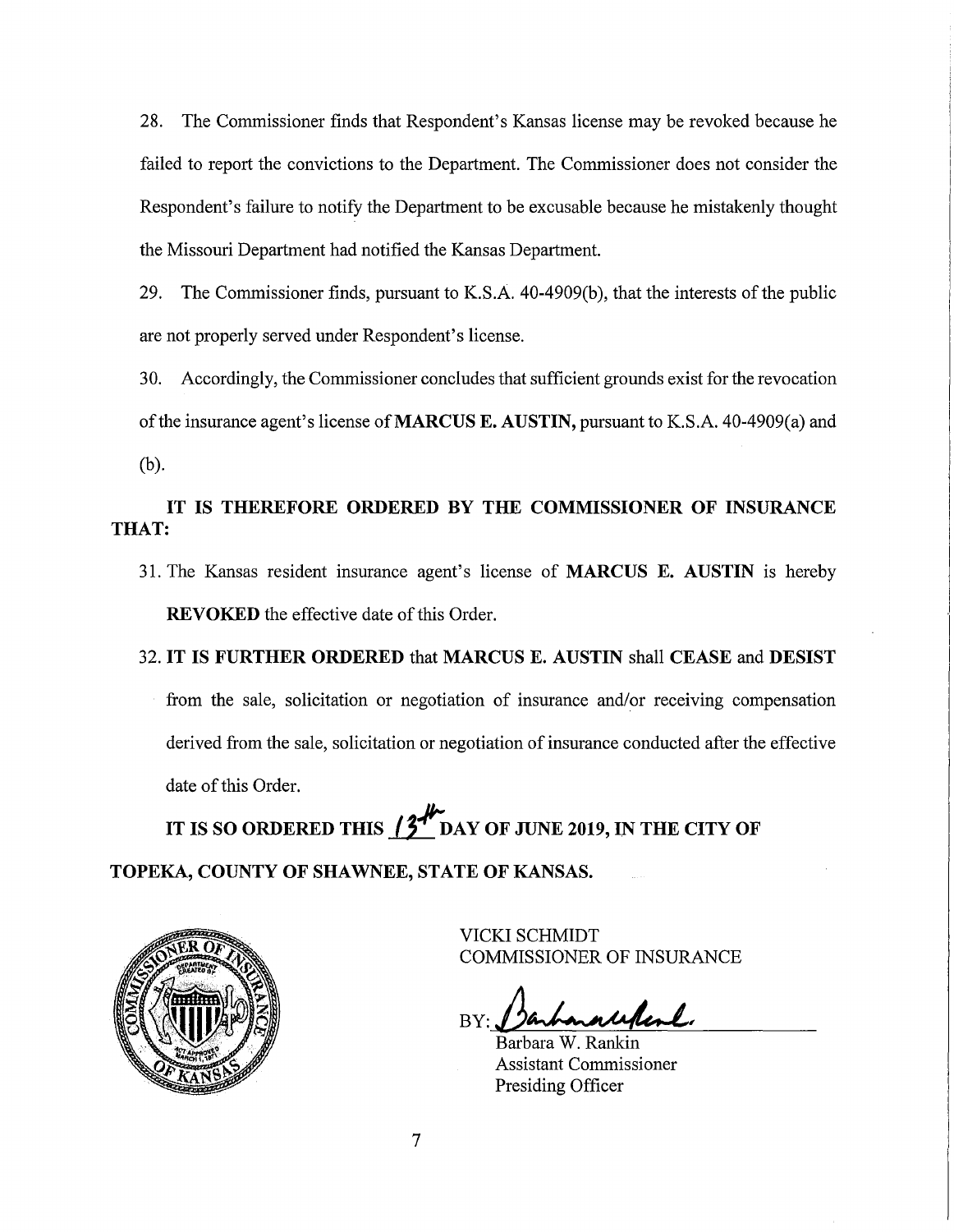28. The Commissioner finds that Respondent's Kansas license may be revoked because he failed to report the convictions to the Department. The Commissioner does not consider the Respondent's failure to notify the Department to be excusable because he mistakenly thought the Missouri Department had notified the Kansas Department.

29. The Commissioner finds, pursuant to K.S.A. 40-4909(b), that the interests of the public are not properly served under Respondent's license.

30. Accordingly, the Commissioner concludes that sufficient grounds exist for the revocation of the insurance agent's license of **MARCUS E. AUSTIN,** pursuant to K.S.A. 40-4909(a) and (b).

**IT IS THEREFORE ORDERED BY THE COMMISSIONER OF INSURANCE THAT:**

31. The Kansas resident insurance agent's license of **MARCUS E. AUSTIN** is hereby **REVOKED** the effective date of this Order.

32. **IT IS FURTHER ORDERED** that **MARCUS E. AUSTIN** shall **CEASE** and **DESIST** from the sale, solicitation or negotiation of insurance and/or receiving compensation derived from the sale, solicitation or negotiation of insurance conducted after the effective date of this Order.

**IT IS SO ORDERED THIS 13th DAY OF JUNE 2019, IN THE CITY OF TOPEKA, COUNTY OF SHAWNEE, STATE OF KANSAS.**

VICKI SCHMIDT
COMMISSIONER OF INSURANCE

BY: [signature]

Barbara W. Rankin
Assistant Commissioner
Presiding Officer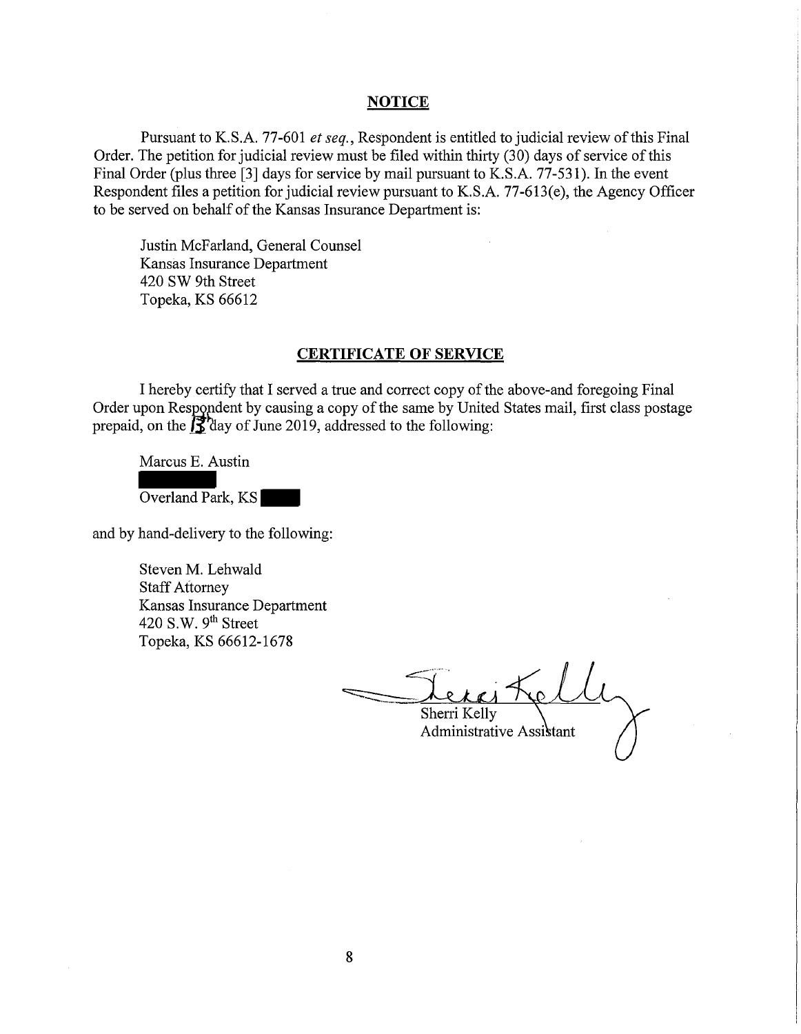## NOTICE

Pursuant to K.S.A. 77-601 *et seq.*, Respondent is entitled to judicial review of this Final Order. The petition for judicial review must be filed within thirty (30) days of service of this Final Order (plus three [3] days for service by mail pursuant to K.S.A. 77-531). In the event Respondent files a petition for judicial review pursuant to K.S.A. 77-613(e), the Agency Officer to be served on behalf of the Kansas Insurance Department is:

Justin McFarland, General Counsel
Kansas Insurance Department
420 SW 9th Street
Topeka, KS 66612

## CERTIFICATE OF SERVICE

I hereby certify that I served a true and correct copy of the above-and foregoing Final Order upon Respondent by causing a copy of the same by United States mail, first class postage prepaid, on the 13th day of June 2019, addressed to the following:

Marcus E. Austin
[REDACTED]
Overland Park, KS [REDACTED]

and by hand-delivery to the following:

Steven M. Lehwald
Staff Attorney
Kansas Insurance Department
420 S.W. 9th Street
Topeka, KS 66612-1678

Sherri Kelly
Administrative Assistant